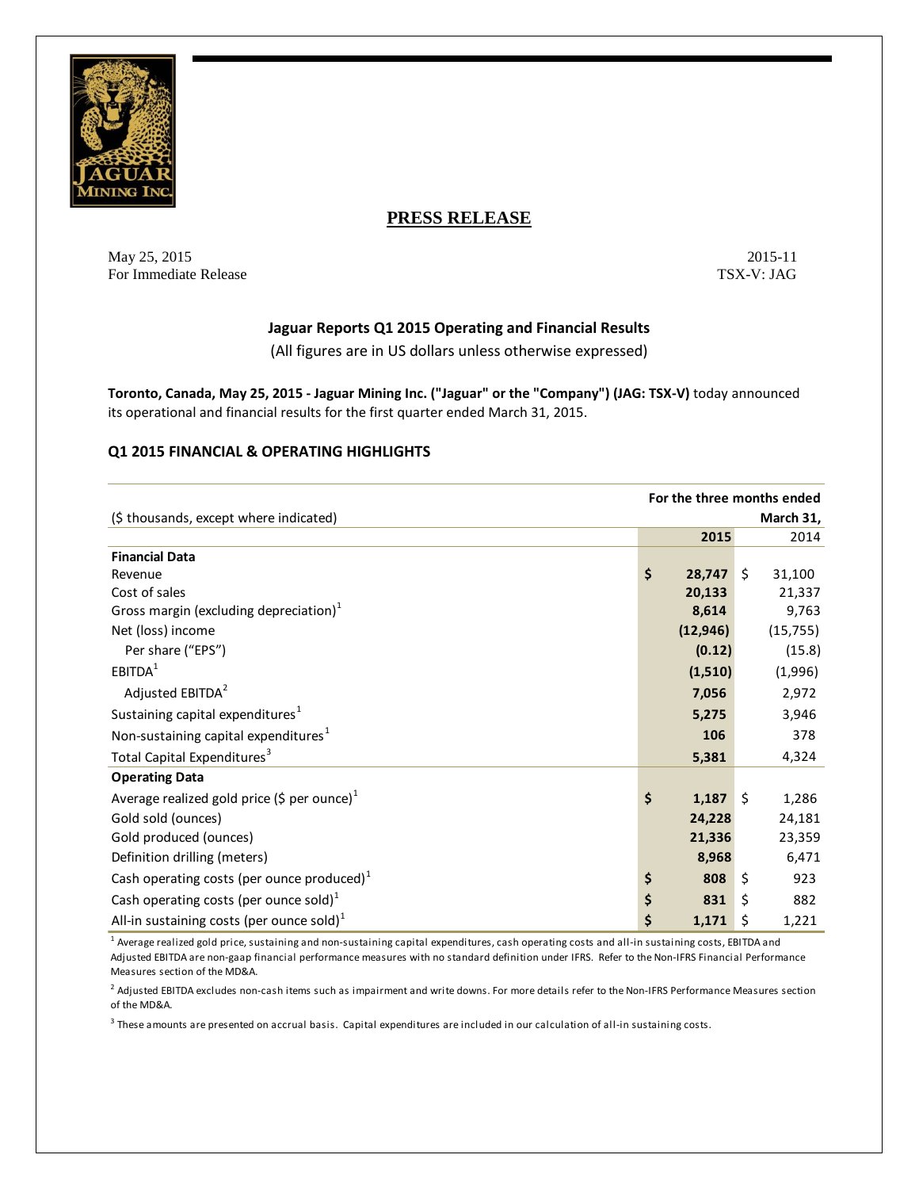# PRESS RELEASE

May 25, 2015 2015-11
For Immediate Release TSX-V: JAG

## Jaguar Reports Q1 2015 Operating and Financial Results

(All figures are in US dollars unless otherwise expressed)

**Toronto, Canada, May 25, 2015 - Jaguar Mining Inc. ("Jaguar" or the "Company") (JAG: TSX-V)** today announced its operational and financial results for the first quarter ended March 31, 2015.

### Q1 2015 FINANCIAL & OPERATING HIGHLIGHTS

| ($ thousands, except where indicated) | For the three months ended March 31, 2015 | 2014 |
|---|---|---|
| **Financial Data** | | |
| Revenue | **$ 28,747** | $ 31,100 |
| Cost of sales | **20,133** | 21,337 |
| Gross margin (excluding depreciation)[1] | **8,614** | 9,763 |
| Net (loss) income | **(12,946)** | (15,755) |
| Per share ("EPS") | **(0.12)** | (15.8) |
| EBITDA[1] | **(1,510)** | (1,996) |
| Adjusted EBITDA[2] | **7,056** | 2,972 |
| Sustaining capital expenditures[1] | **5,275** | 3,946 |
| Non-sustaining capital expenditures[1] | **106** | 378 |
| Total Capital Expenditures[3] | **5,381** | 4,324 |
| **Operating Data** | | |
| Average realized gold price ($ per ounce)[1] | **$ 1,187** | $ 1,286 |
| Gold sold (ounces) | **24,228** | 24,181 |
| Gold produced (ounces) | **21,336** | 23,359 |
| Definition drilling (meters) | **8,968** | 6,471 |
| Cash operating costs (per ounce produced)[1] | **$ 808** | $ 923 |
| Cash operating costs (per ounce sold)[1] | **$ 831** | $ 882 |
| All-in sustaining costs (per ounce sold)[1] | **$ 1,171** | $ 1,221 |

[1] Average realized gold price, sustaining and non-sustaining capital expenditures, cash operating costs and all-in sustaining costs, EBITDA and Adjusted EBITDA are non-gaap financial performance measures with no standard definition under IFRS. Refer to the Non-IFRS Financial Performance Measures section of the MD&A.

[2] Adjusted EBITDA excludes non-cash items such as impairment and write downs. For more details refer to the Non-IFRS Performance Measures section of the MD&A.

[3] These amounts are presented on accrual basis. Capital expenditures are included in our calculation of all-in sustaining costs.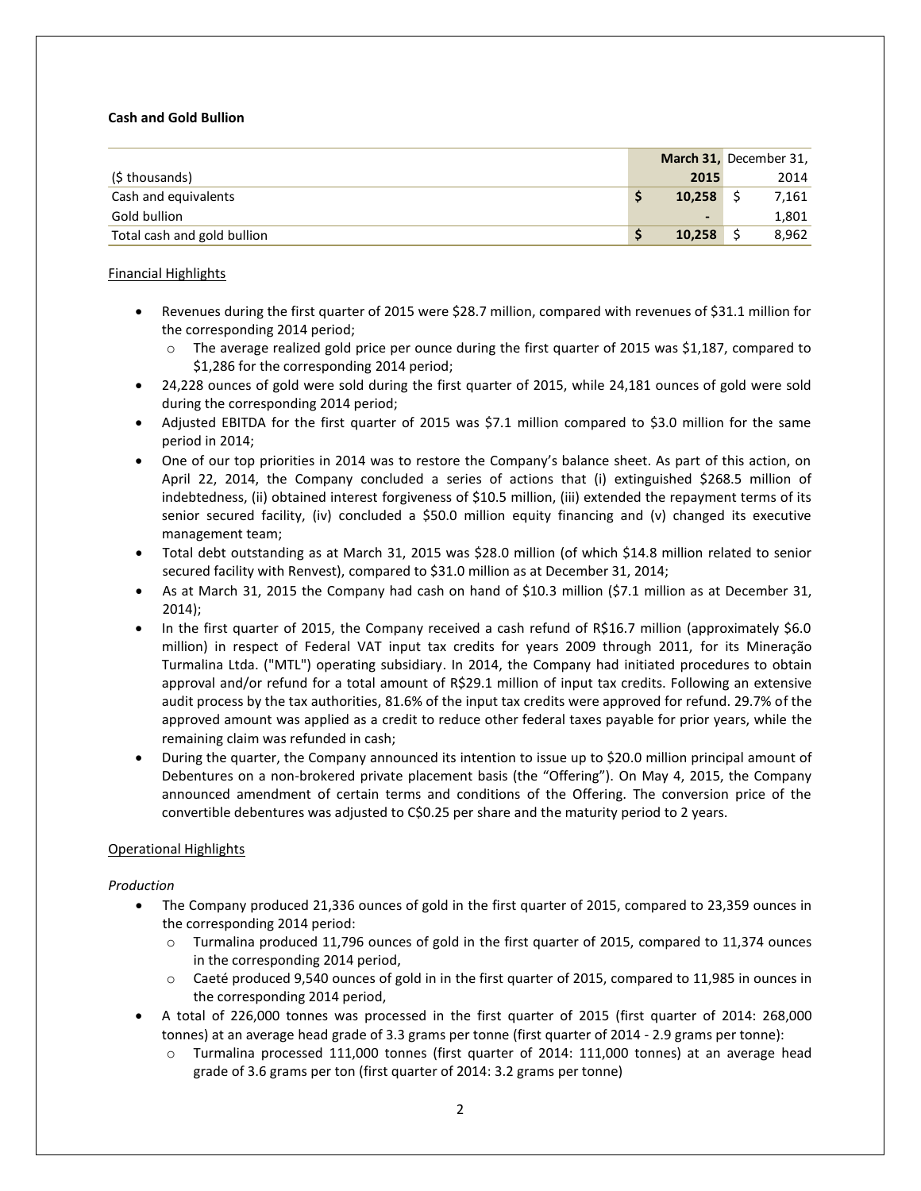**Cash and Gold Bullion**

| ($ thousands) | **March 31, 2015** | December 31, 2014 |
|---|---|---|
| Cash and equivalents | **$ 10,258** | $ 7,161 |
| Gold bullion | **-** | 1,801 |
| Total cash and gold bullion | **$ 10,258** | $ 8,962 |

Financial Highlights

- Revenues during the first quarter of 2015 were $28.7 million, compared with revenues of $31.1 million for the corresponding 2014 period;
  - The average realized gold price per ounce during the first quarter of 2015 was $1,187, compared to $1,286 for the corresponding 2014 period;
- 24,228 ounces of gold were sold during the first quarter of 2015, while 24,181 ounces of gold were sold during the corresponding 2014 period;
- Adjusted EBITDA for the first quarter of 2015 was $7.1 million compared to $3.0 million for the same period in 2014;
- One of our top priorities in 2014 was to restore the Company's balance sheet. As part of this action, on April 22, 2014, the Company concluded a series of actions that (i) extinguished $268.5 million of indebtedness, (ii) obtained interest forgiveness of $10.5 million, (iii) extended the repayment terms of its senior secured facility, (iv) concluded a $50.0 million equity financing and (v) changed its executive management team;
- Total debt outstanding as at March 31, 2015 was $28.0 million (of which $14.8 million related to senior secured facility with Renvest), compared to $31.0 million as at December 31, 2014;
- As at March 31, 2015 the Company had cash on hand of $10.3 million ($7.1 million as at December 31, 2014);
- In the first quarter of 2015, the Company received a cash refund of R$16.7 million (approximately $6.0 million) in respect of Federal VAT input tax credits for years 2009 through 2011, for its Mineração Turmalina Ltda. ("MTL") operating subsidiary. In 2014, the Company had initiated procedures to obtain approval and/or refund for a total amount of R$29.1 million of input tax credits. Following an extensive audit process by the tax authorities, 81.6% of the input tax credits were approved for refund. 29.7% of the approved amount was applied as a credit to reduce other federal taxes payable for prior years, while the remaining claim was refunded in cash;
- During the quarter, the Company announced its intention to issue up to $20.0 million principal amount of Debentures on a non-brokered private placement basis (the "Offering"). On May 4, 2015, the Company announced amendment of certain terms and conditions of the Offering. The conversion price of the convertible debentures was adjusted to C$0.25 per share and the maturity period to 2 years.

Operational Highlights

*Production*

- The Company produced 21,336 ounces of gold in the first quarter of 2015, compared to 23,359 ounces in the corresponding 2014 period:
  - Turmalina produced 11,796 ounces of gold in the first quarter of 2015, compared to 11,374 ounces in the corresponding 2014 period,
  - Caeté produced 9,540 ounces of gold in in the first quarter of 2015, compared to 11,985 in ounces in the corresponding 2014 period,
- A total of 226,000 tonnes was processed in the first quarter of 2015 (first quarter of 2014: 268,000 tonnes) at an average head grade of 3.3 grams per tonne (first quarter of 2014 - 2.9 grams per tonne):
  - Turmalina processed 111,000 tonnes (first quarter of 2014: 111,000 tonnes) at an average head grade of 3.6 grams per ton (first quarter of 2014: 3.2 grams per tonne)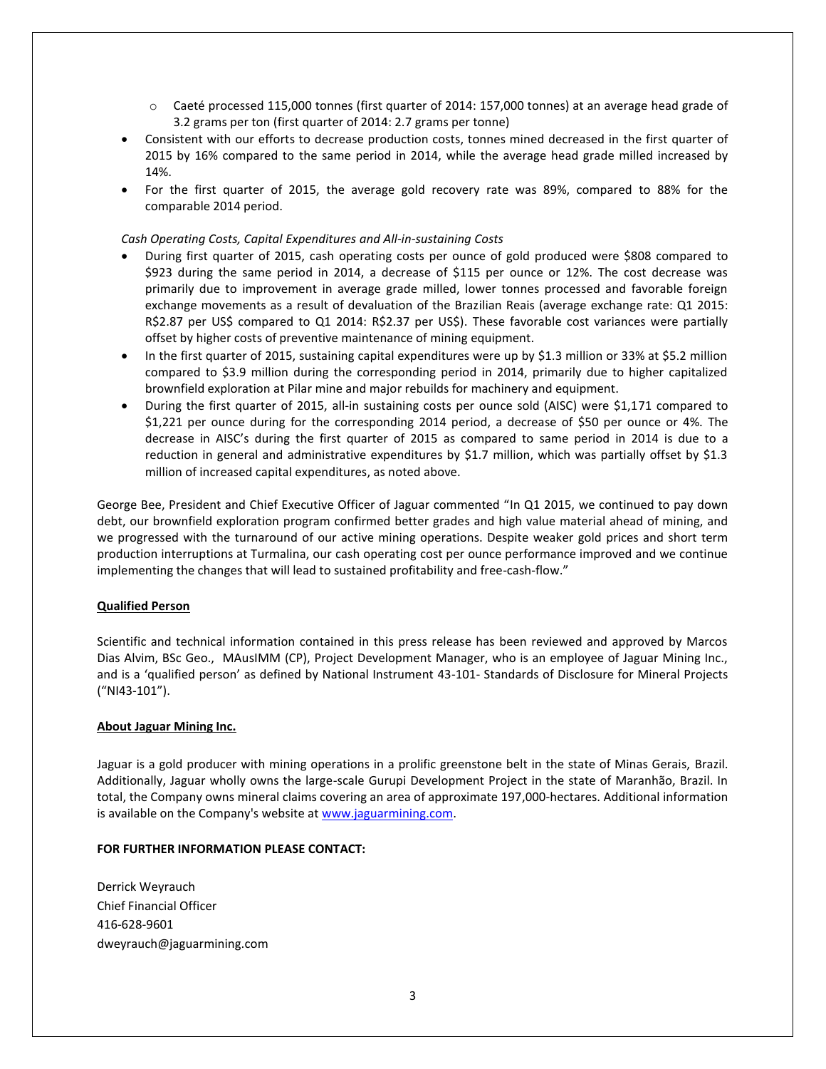- Caeté processed 115,000 tonnes (first quarter of 2014: 157,000 tonnes) at an average head grade of 3.2 grams per ton (first quarter of 2014: 2.7 grams per tonne)
- Consistent with our efforts to decrease production costs, tonnes mined decreased in the first quarter of 2015 by 16% compared to the same period in 2014, while the average head grade milled increased by 14%.
- For the first quarter of 2015, the average gold recovery rate was 89%, compared to 88% for the comparable 2014 period.

*Cash Operating Costs, Capital Expenditures and All-in-sustaining Costs*

- During first quarter of 2015, cash operating costs per ounce of gold produced were $808 compared to $923 during the same period in 2014, a decrease of $115 per ounce or 12%. The cost decrease was primarily due to improvement in average grade milled, lower tonnes processed and favorable foreign exchange movements as a result of devaluation of the Brazilian Reais (average exchange rate: Q1 2015: R$2.87 per US$ compared to Q1 2014: R$2.37 per US$). These favorable cost variances were partially offset by higher costs of preventive maintenance of mining equipment.
- In the first quarter of 2015, sustaining capital expenditures were up by $1.3 million or 33% at $5.2 million compared to $3.9 million during the corresponding period in 2014, primarily due to higher capitalized brownfield exploration at Pilar mine and major rebuilds for machinery and equipment.
- During the first quarter of 2015, all-in sustaining costs per ounce sold (AISC) were $1,171 compared to $1,221 per ounce during for the corresponding 2014 period, a decrease of $50 per ounce or 4%. The decrease in AISC's during the first quarter of 2015 as compared to same period in 2014 is due to a reduction in general and administrative expenditures by $1.7 million, which was partially offset by $1.3 million of increased capital expenditures, as noted above.

George Bee, President and Chief Executive Officer of Jaguar commented "In Q1 2015, we continued to pay down debt, our brownfield exploration program confirmed better grades and high value material ahead of mining, and we progressed with the turnaround of our active mining operations. Despite weaker gold prices and short term production interruptions at Turmalina, our cash operating cost per ounce performance improved and we continue implementing the changes that will lead to sustained profitability and free-cash-flow."

**Qualified Person**

Scientific and technical information contained in this press release has been reviewed and approved by Marcos Dias Alvim, BSc Geo., MAusIMM (CP), Project Development Manager, who is an employee of Jaguar Mining Inc., and is a 'qualified person' as defined by National Instrument 43-101- Standards of Disclosure for Mineral Projects ("NI43-101").

**About Jaguar Mining Inc.**

Jaguar is a gold producer with mining operations in a prolific greenstone belt in the state of Minas Gerais, Brazil. Additionally, Jaguar wholly owns the large-scale Gurupi Development Project in the state of Maranhão, Brazil. In total, the Company owns mineral claims covering an area of approximate 197,000-hectares. Additional information is available on the Company's website at www.jaguarmining.com.

**FOR FURTHER INFORMATION PLEASE CONTACT:**

Derrick Weyrauch
Chief Financial Officer
416-628-9601
dweyrauch@jaguarmining.com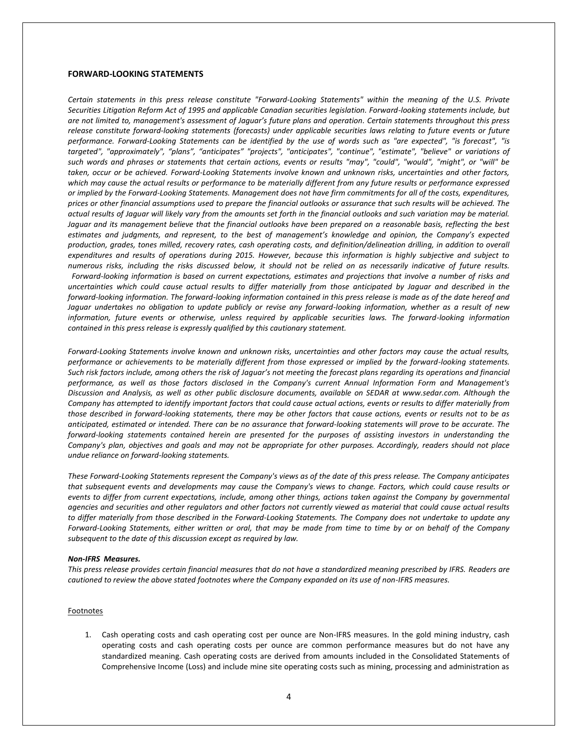## FORWARD-LOOKING STATEMENTS

*Certain statements in this press release constitute "Forward-Looking Statements" within the meaning of the U.S. Private Securities Litigation Reform Act of 1995 and applicable Canadian securities legislation. Forward-looking statements include, but are not limited to, management's assessment of Jaguar's future plans and operation. Certain statements throughout this press release constitute forward-looking statements (forecasts) under applicable securities laws relating to future events or future performance. Forward-Looking Statements can be identified by the use of words such as "are expected", "is forecast", "is targeted", "approximately", "plans", "anticipates" "projects", "anticipates", "continue", "estimate", "believe" or variations of such words and phrases or statements that certain actions, events or results "may", "could", "would", "might", or "will" be taken, occur or be achieved. Forward-Looking Statements involve known and unknown risks, uncertainties and other factors, which may cause the actual results or performance to be materially different from any future results or performance expressed or implied by the Forward-Looking Statements. Management does not have firm commitments for all of the costs, expenditures, prices or other financial assumptions used to prepare the financial outlooks or assurance that such results will be achieved. The actual results of Jaguar will likely vary from the amounts set forth in the financial outlooks and such variation may be material. Jaguar and its management believe that the financial outlooks have been prepared on a reasonable basis, reflecting the best estimates and judgments, and represent, to the best of management's knowledge and opinion, the Company's expected production, grades, tones milled, recovery rates, cash operating costs, and definition/delineation drilling, in addition to overall expenditures and results of operations during 2015. However, because this information is highly subjective and subject to numerous risks, including the risks discussed below, it should not be relied on as necessarily indicative of future results. Forward-looking information is based on current expectations, estimates and projections that involve a number of risks and uncertainties which could cause actual results to differ materially from those anticipated by Jaguar and described in the forward-looking information. The forward-looking information contained in this press release is made as of the date hereof and Jaguar undertakes no obligation to update publicly or revise any forward-looking information, whether as a result of new information, future events or otherwise, unless required by applicable securities laws. The forward-looking information contained in this press release is expressly qualified by this cautionary statement.*

*Forward-Looking Statements involve known and unknown risks, uncertainties and other factors may cause the actual results, performance or achievements to be materially different from those expressed or implied by the forward-looking statements. Such risk factors include, among others the risk of Jaguar's not meeting the forecast plans regarding its operations and financial performance, as well as those factors disclosed in the Company's current Annual Information Form and Management's Discussion and Analysis, as well as other public disclosure documents, available on SEDAR at www.sedar.com. Although the Company has attempted to identify important factors that could cause actual actions, events or results to differ materially from those described in forward-looking statements, there may be other factors that cause actions, events or results not to be as anticipated, estimated or intended. There can be no assurance that forward-looking statements will prove to be accurate. The forward-looking statements contained herein are presented for the purposes of assisting investors in understanding the Company's plan, objectives and goals and may not be appropriate for other purposes. Accordingly, readers should not place undue reliance on forward-looking statements.*

*These Forward-Looking Statements represent the Company's views as of the date of this press release. The Company anticipates that subsequent events and developments may cause the Company's views to change. Factors, which could cause results or events to differ from current expectations, include, among other things, actions taken against the Company by governmental agencies and securities and other regulators and other factors not currently viewed as material that could cause actual results to differ materially from those described in the Forward-Looking Statements. The Company does not undertake to update any Forward-Looking Statements, either written or oral, that may be made from time to time by or on behalf of the Company subsequent to the date of this discussion except as required by law.*

***Non-IFRS Measures.***

*This press release provides certain financial measures that do not have a standardized meaning prescribed by IFRS. Readers are cautioned to review the above stated footnotes where the Company expanded on its use of non-IFRS measures.*

Footnotes

1. Cash operating costs and cash operating cost per ounce are Non-IFRS measures. In the gold mining industry, cash operating costs and cash operating costs per ounce are common performance measures but do not have any standardized meaning. Cash operating costs are derived from amounts included in the Consolidated Statements of Comprehensive Income (Loss) and include mine site operating costs such as mining, processing and administration as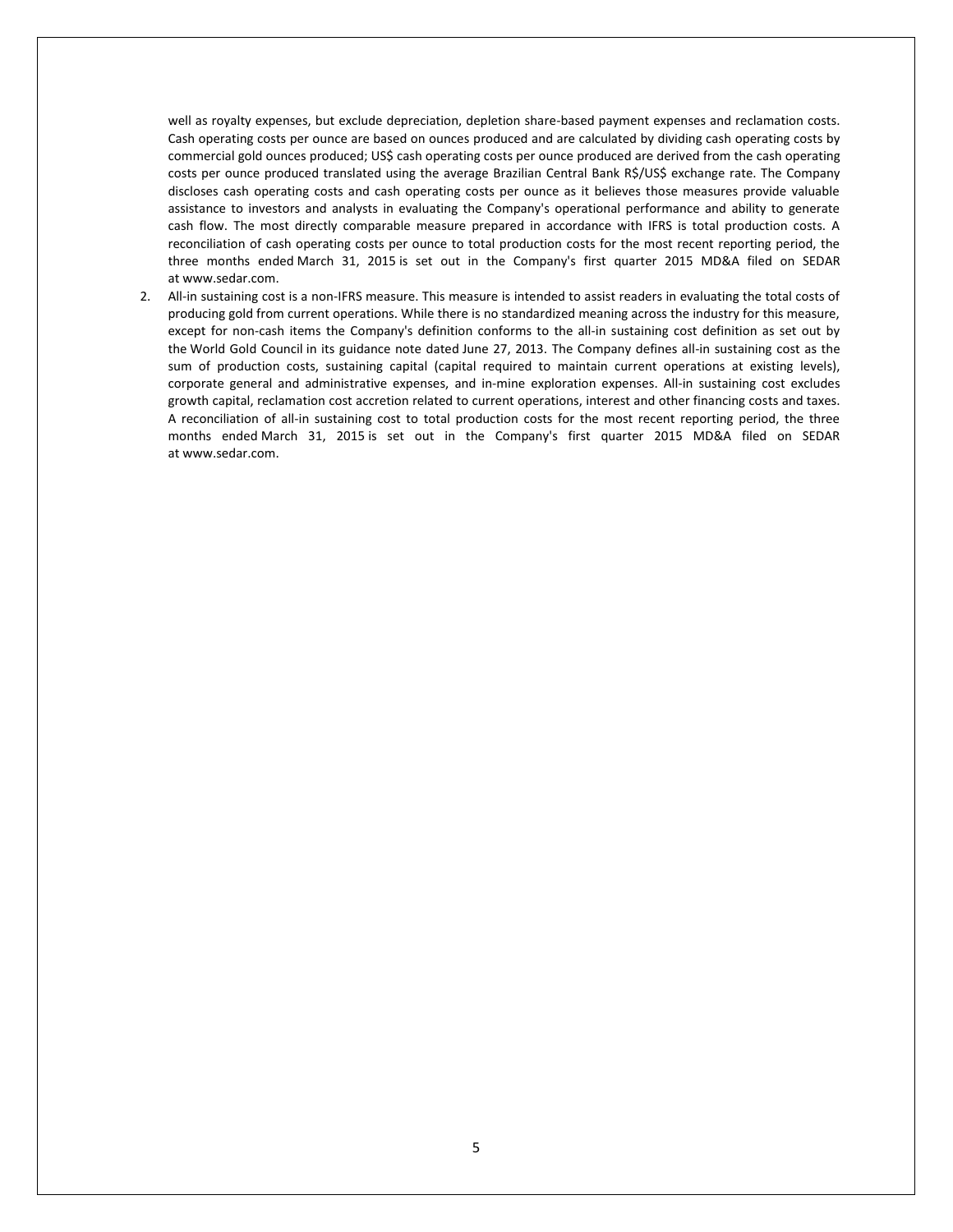well as royalty expenses, but exclude depreciation, depletion share-based payment expenses and reclamation costs. Cash operating costs per ounce are based on ounces produced and are calculated by dividing cash operating costs by commercial gold ounces produced; US$ cash operating costs per ounce produced are derived from the cash operating costs per ounce produced translated using the average Brazilian Central Bank R$/US$ exchange rate. The Company discloses cash operating costs and cash operating costs per ounce as it believes those measures provide valuable assistance to investors and analysts in evaluating the Company's operational performance and ability to generate cash flow. The most directly comparable measure prepared in accordance with IFRS is total production costs. A reconciliation of cash operating costs per ounce to total production costs for the most recent reporting period, the three months ended March 31, 2015 is set out in the Company's first quarter 2015 MD&A filed on SEDAR at www.sedar.com.

2. All-in sustaining cost is a non-IFRS measure. This measure is intended to assist readers in evaluating the total costs of producing gold from current operations. While there is no standardized meaning across the industry for this measure, except for non-cash items the Company's definition conforms to the all-in sustaining cost definition as set out by the World Gold Council in its guidance note dated June 27, 2013. The Company defines all-in sustaining cost as the sum of production costs, sustaining capital (capital required to maintain current operations at existing levels), corporate general and administrative expenses, and in-mine exploration expenses. All-in sustaining cost excludes growth capital, reclamation cost accretion related to current operations, interest and other financing costs and taxes. A reconciliation of all-in sustaining cost to total production costs for the most recent reporting period, the three months ended March 31, 2015 is set out in the Company's first quarter 2015 MD&A filed on SEDAR at www.sedar.com.